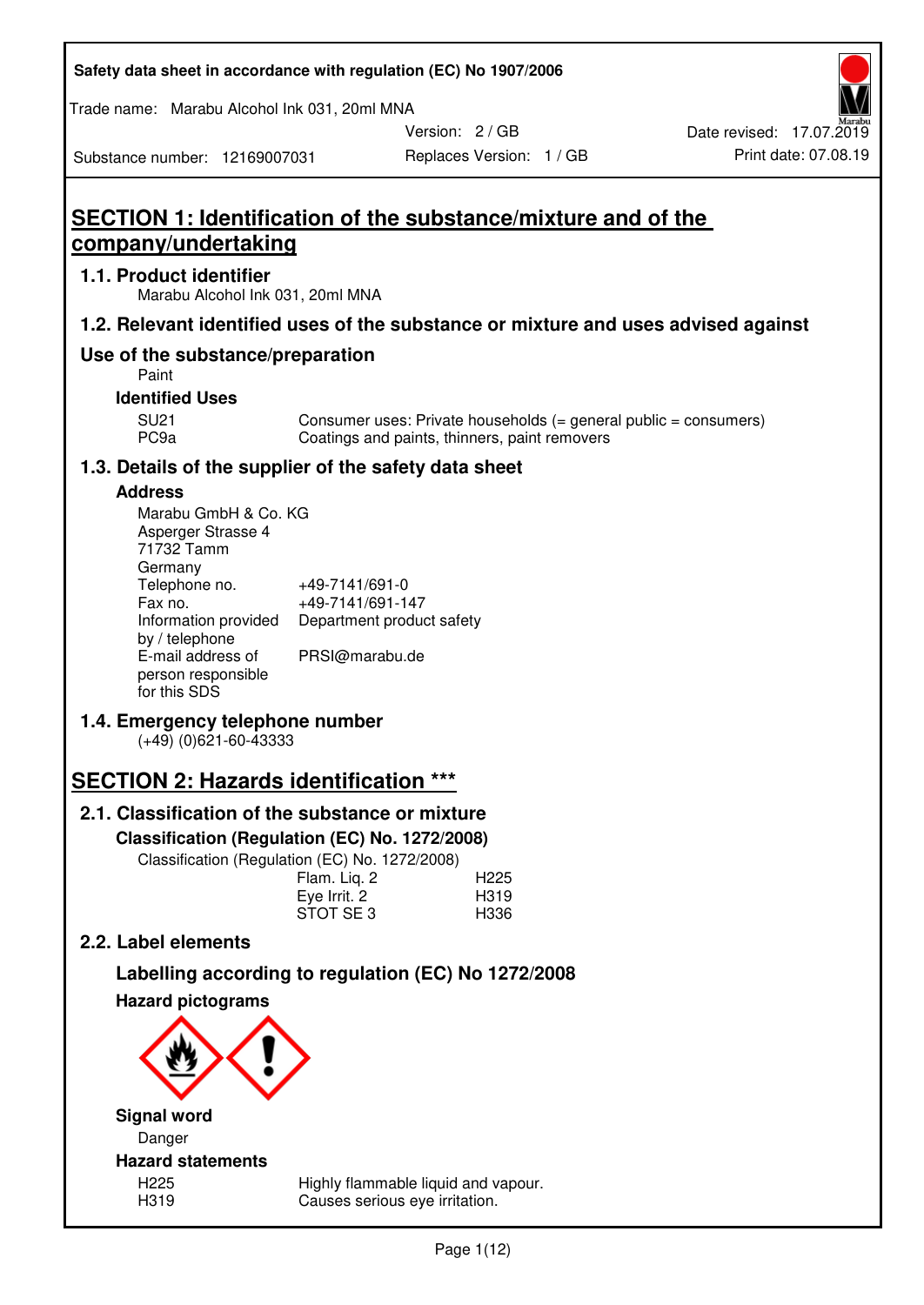Safety data sheet in accordance with regulation (EC) No 1907/2006

Trade name: Marabu Alcohol Ink 031, 20ml MNA

Version: 2 / GB
Replaces Version: 1 / GB
Date revised: 17.07.2019
Print date: 07.08.19

Substance number: 12169007031

# SECTION 1: Identification of the substance/mixture and of the company/undertaking

## 1.1. Product identifier

Marabu Alcohol Ink 031, 20ml MNA

## 1.2. Relevant identified uses of the substance or mixture and uses advised against

### Use of the substance/preparation

Paint

**Identified Uses**

| | |
|---|---|
| SU21 | Consumer uses: Private households (= general public = consumers) |
| PC9a | Coatings and paints, thinners, paint removers |

## 1.3. Details of the supplier of the safety data sheet

**Address**

Marabu GmbH & Co. KG
Asperger Strasse 4
71732 Tamm
Germany

| | |
|---|---|
| Telephone no. | +49-7141/691-0 |
| Fax no. | +49-7141/691-147 |
| Information provided by / telephone | Department product safety |
| E-mail address of person responsible for this SDS | PRSI@marabu.de |

## 1.4. Emergency telephone number

(+49) (0)621-60-43333

# SECTION 2: Hazards identification ***

## 2.1. Classification of the substance or mixture

**Classification (Regulation (EC) No. 1272/2008)**

Classification (Regulation (EC) No. 1272/2008)

| | |
|---|---|
| Flam. Liq. 2 | H225 |
| Eye Irrit. 2 | H319 |
| STOT SE 3 | H336 |

## 2.2. Label elements

### Labelling according to regulation (EC) No 1272/2008

**Hazard pictograms**

**Signal word**

Danger

**Hazard statements**

| | |
|---|---|
| H225 | Highly flammable liquid and vapour. |
| H319 | Causes serious eye irritation. |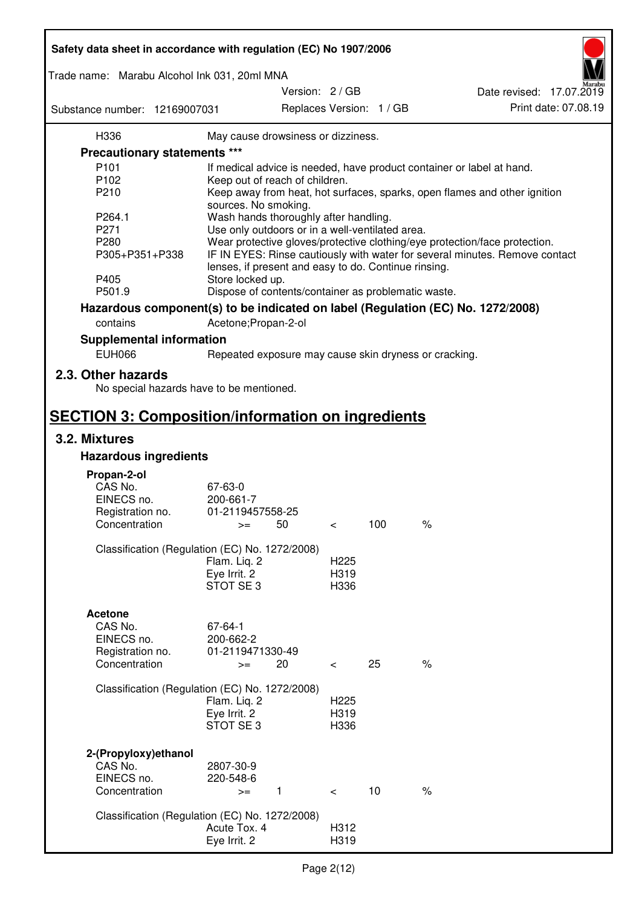| | |
|---|---|
| H336 | May cause drowsiness or dizziness. |

**Precautionary statements \*\*\***

| | |
|---|---|
| P101 | If medical advice is needed, have product container or label at hand. |
| P102 | Keep out of reach of children. |
| P210 | Keep away from heat, hot surfaces, sparks, open flames and other ignition sources. No smoking. |
| P264.1 | Wash hands thoroughly after handling. |
| P271 | Use only outdoors or in a well-ventilated area. |
| P280 | Wear protective gloves/protective clothing/eye protection/face protection. |
| P305+P351+P338 | IF IN EYES: Rinse cautiously with water for several minutes. Remove contact lenses, if present and easy to do. Continue rinsing. |
| P405 | Store locked up. |
| P501.9 | Dispose of contents/container as problematic waste. |

**Hazardous component(s) to be indicated on label (Regulation (EC) No. 1272/2008)**

| | |
|---|---|
| contains | Acetone;Propan-2-ol |

**Supplemental information**

| | |
|---|---|
| EUH066 | Repeated exposure may cause skin dryness or cracking. |

## 2.3. Other hazards

No special hazards have to be mentioned.

# SECTION 3: Composition/information on ingredients

## 3.2. Mixtures

### Hazardous ingredients

**Propan-2-ol**

| | | | | | |
|---|---|---|---|---|---|
| CAS No. | 67-63-0 | | | | |
| EINECS no. | 200-661-7 | | | | |
| Registration no. | 01-2119457558-25 | | | | |
| Concentration | >= | 50 | < | 100 | % |

Classification (Regulation (EC) No. 1272/2008)

| | |
|---|---|
| Flam. Liq. 2 | H225 |
| Eye Irrit. 2 | H319 |
| STOT SE 3 | H336 |

**Acetone**

| | | | | | |
|---|---|---|---|---|---|
| CAS No. | 67-64-1 | | | | |
| EINECS no. | 200-662-2 | | | | |
| Registration no. | 01-2119471330-49 | | | | |
| Concentration | >= | 20 | < | 25 | % |

Classification (Regulation (EC) No. 1272/2008)

| | |
|---|---|
| Flam. Liq. 2 | H225 |
| Eye Irrit. 2 | H319 |
| STOT SE 3 | H336 |

**2-(Propyloxy)ethanol**

| | | | | | |
|---|---|---|---|---|---|
| CAS No. | 2807-30-9 | | | | |
| EINECS no. | 220-548-6 | | | | |
| Concentration | >= | 1 | < | 10 | % |

Classification (Regulation (EC) No. 1272/2008)

| | |
|---|---|
| Acute Tox. 4 | H312 |
| Eye Irrit. 2 | H319 |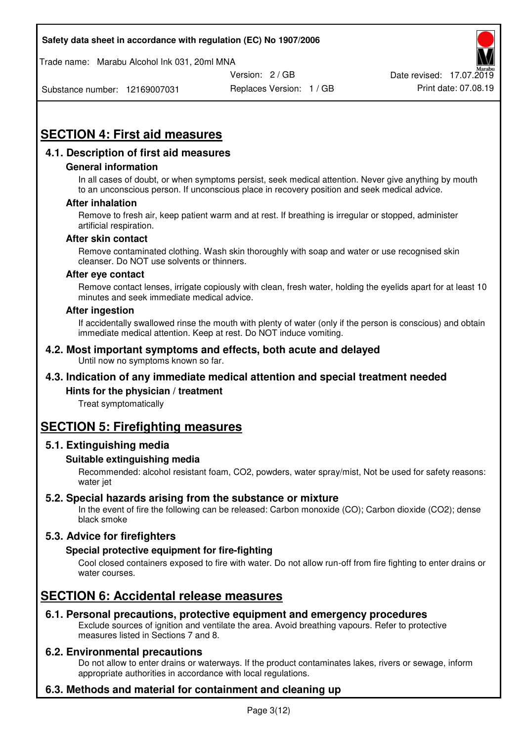# SECTION 4: First aid measures

## 4.1. Description of first aid measures

### General information

In all cases of doubt, or when symptoms persist, seek medical attention. Never give anything by mouth to an unconscious person. If unconscious place in recovery position and seek medical advice.

### After inhalation

Remove to fresh air, keep patient warm and at rest. If breathing is irregular or stopped, administer artificial respiration.

### After skin contact

Remove contaminated clothing. Wash skin thoroughly with soap and water or use recognised skin cleanser. Do NOT use solvents or thinners.

### After eye contact

Remove contact lenses, irrigate copiously with clean, fresh water, holding the eyelids apart for at least 10 minutes and seek immediate medical advice.

### After ingestion

If accidentally swallowed rinse the mouth with plenty of water (only if the person is conscious) and obtain immediate medical attention. Keep at rest. Do NOT induce vomiting.

## 4.2. Most important symptoms and effects, both acute and delayed

Until now no symptoms known so far.

## 4.3. Indication of any immediate medical attention and special treatment needed

### Hints for the physician / treatment

Treat symptomatically

# SECTION 5: Firefighting measures

## 5.1. Extinguishing media

### Suitable extinguishing media

Recommended: alcohol resistant foam, $CO_2$, powders, water spray/mist, Not be used for safety reasons: water jet

## 5.2. Special hazards arising from the substance or mixture

In the event of fire the following can be released: Carbon monoxide (CO); Carbon dioxide ($CO_2$); dense black smoke

## 5.3. Advice for firefighters

### Special protective equipment for fire-fighting

Cool closed containers exposed to fire with water. Do not allow run-off from fire fighting to enter drains or water courses.

# SECTION 6: Accidental release measures

## 6.1. Personal precautions, protective equipment and emergency procedures

Exclude sources of ignition and ventilate the area. Avoid breathing vapours. Refer to protective measures listed in Sections 7 and 8.

## 6.2. Environmental precautions

Do not allow to enter drains or waterways. If the product contaminates lakes, rivers or sewage, inform appropriate authorities in accordance with local regulations.

## 6.3. Methods and material for containment and cleaning up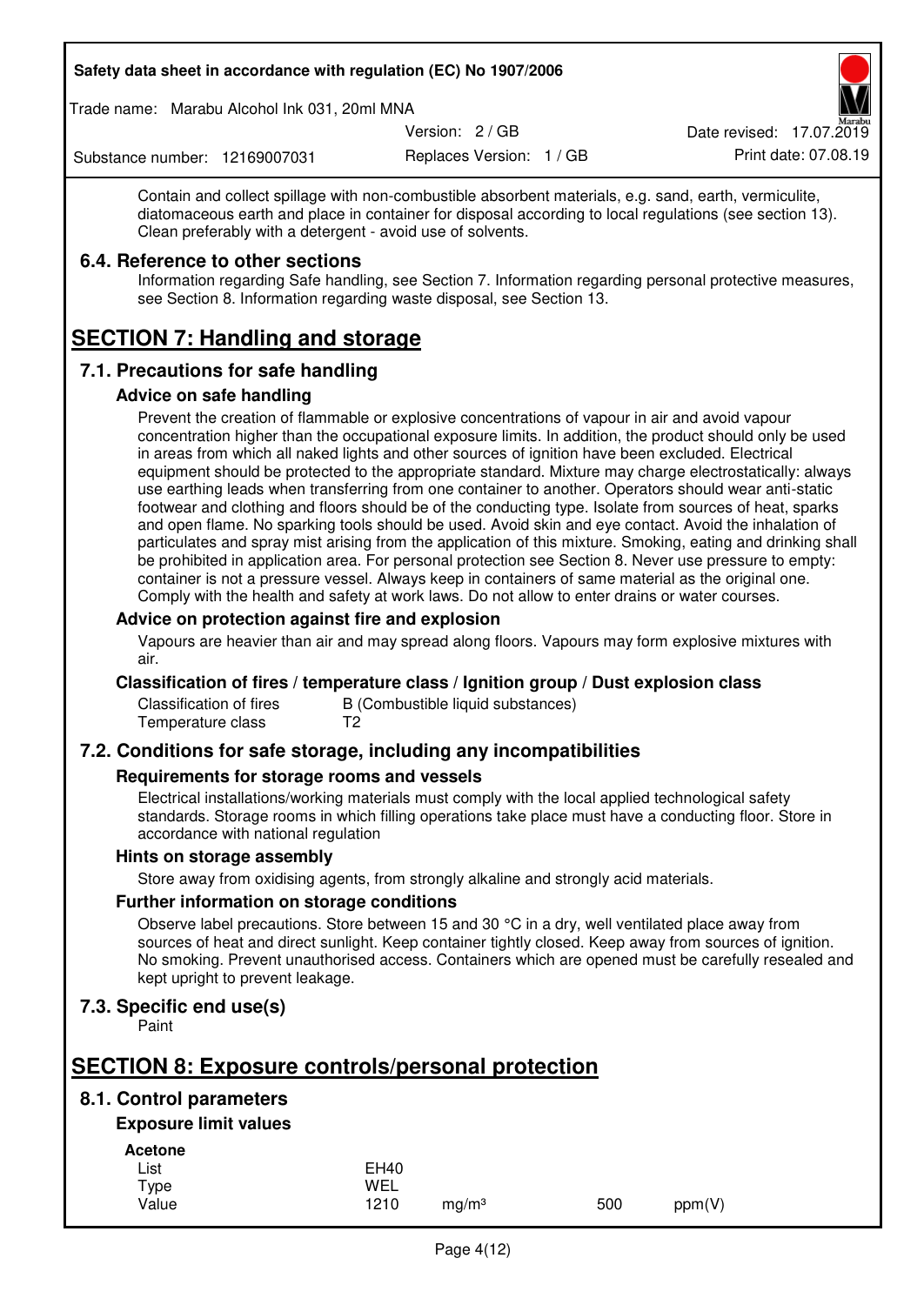Contain and collect spillage with non-combustible absorbent materials, e.g. sand, earth, vermiculite, diatomaceous earth and place in container for disposal according to local regulations (see section 13). Clean preferably with a detergent - avoid use of solvents.

### 6.4. Reference to other sections

Information regarding Safe handling, see Section 7. Information regarding personal protective measures, see Section 8. Information regarding waste disposal, see Section 13.

# SECTION 7: Handling and storage

## 7.1. Precautions for safe handling

### Advice on safe handling

Prevent the creation of flammable or explosive concentrations of vapour in air and avoid vapour concentration higher than the occupational exposure limits. In addition, the product should only be used in areas from which all naked lights and other sources of ignition have been excluded. Electrical equipment should be protected to the appropriate standard. Mixture may charge electrostatically: always use earthing leads when transferring from one container to another. Operators should wear anti-static footwear and clothing and floors should be of the conducting type. Isolate from sources of heat, sparks and open flame. No sparking tools should be used. Avoid skin and eye contact. Avoid the inhalation of particulates and spray mist arising from the application of this mixture. Smoking, eating and drinking shall be prohibited in application area. For personal protection see Section 8. Never use pressure to empty: container is not a pressure vessel. Always keep in containers of same material as the original one. Comply with the health and safety at work laws. Do not allow to enter drains or water courses.

### Advice on protection against fire and explosion

Vapours are heavier than air and may spread along floors. Vapours may form explosive mixtures with air.

### Classification of fires / temperature class / Ignition group / Dust explosion class

| | |
|---|---|
| Classification of fires | B (Combustible liquid substances) |
| Temperature class | T2 |

## 7.2. Conditions for safe storage, including any incompatibilities

### Requirements for storage rooms and vessels

Electrical installations/working materials must comply with the local applied technological safety standards. Storage rooms in which filling operations take place must have a conducting floor. Store in accordance with national regulation

### Hints on storage assembly

Store away from oxidising agents, from strongly alkaline and strongly acid materials.

### Further information on storage conditions

Observe label precautions. Store between 15 and 30 °C in a dry, well ventilated place away from sources of heat and direct sunlight. Keep container tightly closed. Keep away from sources of ignition. No smoking. Prevent unauthorised access. Containers which are opened must be carefully resealed and kept upright to prevent leakage.

## 7.3. Specific end use(s)

Paint

# SECTION 8: Exposure controls/personal protection

## 8.1. Control parameters

### Exposure limit values

**Acetone**

| | | | | |
|---|---|---|---|---|
| List | EH40 | | | |
| Type | WEL | | | |
| Value | 1210 | mg/m³ | 500 | ppm(V) |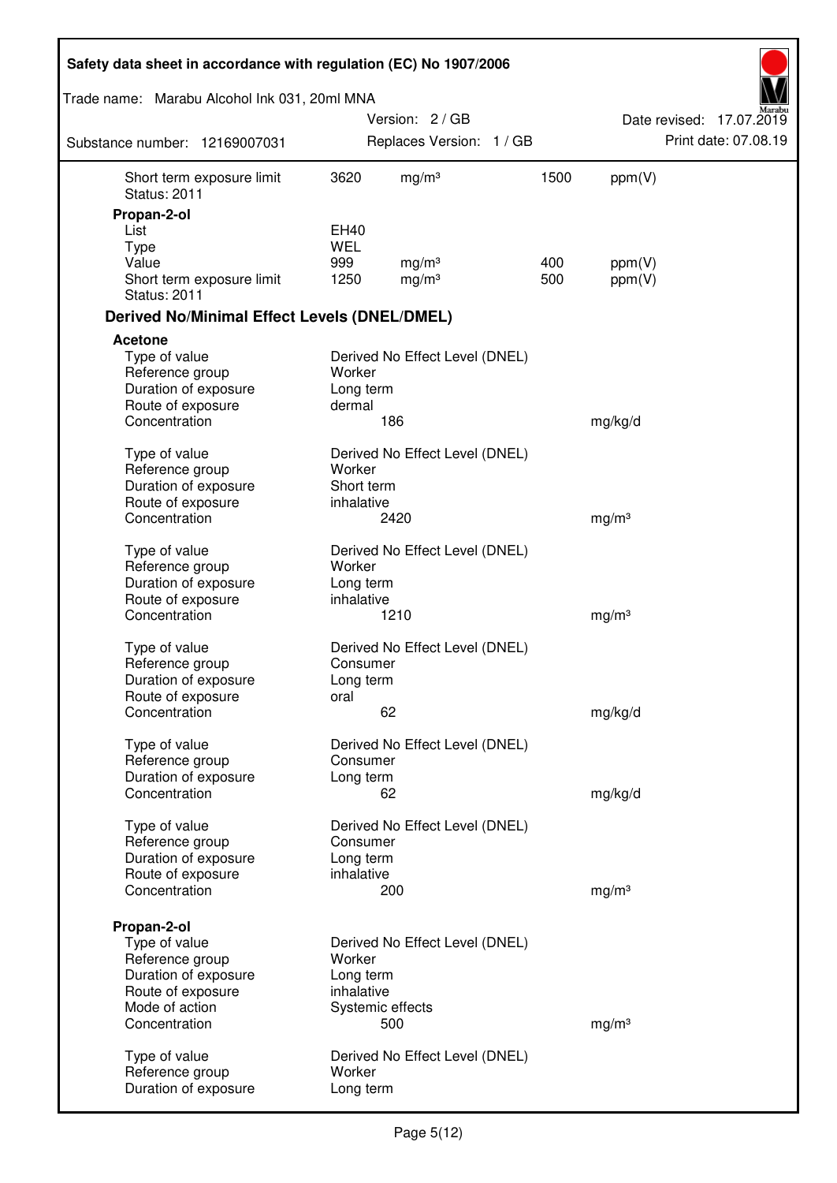| | | | | |
|---|---|---|---|---|
| Short term exposure limit | 3620 | mg/m³ | 1500 | ppm(V) |
| Status: 2011 | | | | |

**Propan-2-ol**

| | | | | |
|---|---|---|---|---|
| List | EH40 | | | |
| Type | WEL | | | |
| Value | 999 | mg/m³ | 400 | ppm(V) |
| Short term exposure limit | 1250 | mg/m³ | 500 | ppm(V) |
| Status: 2011 | | | | |

### Derived No/Minimal Effect Levels (DNEL/DMEL)

**Acetone**

| | | |
|---|---|---|
| Type of value | Derived No Effect Level (DNEL) | |
| Reference group | Worker | |
| Duration of exposure | Long term | |
| Route of exposure | dermal | |
| Concentration | 186 | mg/kg/d |

| | | |
|---|---|---|
| Type of value | Derived No Effect Level (DNEL) | |
| Reference group | Worker | |
| Duration of exposure | Short term | |
| Route of exposure | inhalative | |
| Concentration | 2420 | mg/m³ |

| | | |
|---|---|---|
| Type of value | Derived No Effect Level (DNEL) | |
| Reference group | Worker | |
| Duration of exposure | Long term | |
| Route of exposure | inhalative | |
| Concentration | 1210 | mg/m³ |

| | | |
|---|---|---|
| Type of value | Derived No Effect Level (DNEL) | |
| Reference group | Consumer | |
| Duration of exposure | Long term | |
| Route of exposure | oral | |
| Concentration | 62 | mg/kg/d |

| | | |
|---|---|---|
| Type of value | Derived No Effect Level (DNEL) | |
| Reference group | Consumer | |
| Duration of exposure | Long term | |
| Concentration | 62 | mg/kg/d |

| | | |
|---|---|---|
| Type of value | Derived No Effect Level (DNEL) | |
| Reference group | Consumer | |
| Duration of exposure | Long term | |
| Route of exposure | inhalative | |
| Concentration | 200 | mg/m³ |

**Propan-2-ol**

| | | |
|---|---|---|
| Type of value | Derived No Effect Level (DNEL) | |
| Reference group | Worker | |
| Duration of exposure | Long term | |
| Route of exposure | inhalative | |
| Mode of action | Systemic effects | |
| Concentration | 500 | mg/m³ |

| | |
|---|---|
| Type of value | Derived No Effect Level (DNEL) |
| Reference group | Worker |
| Duration of exposure | Long term |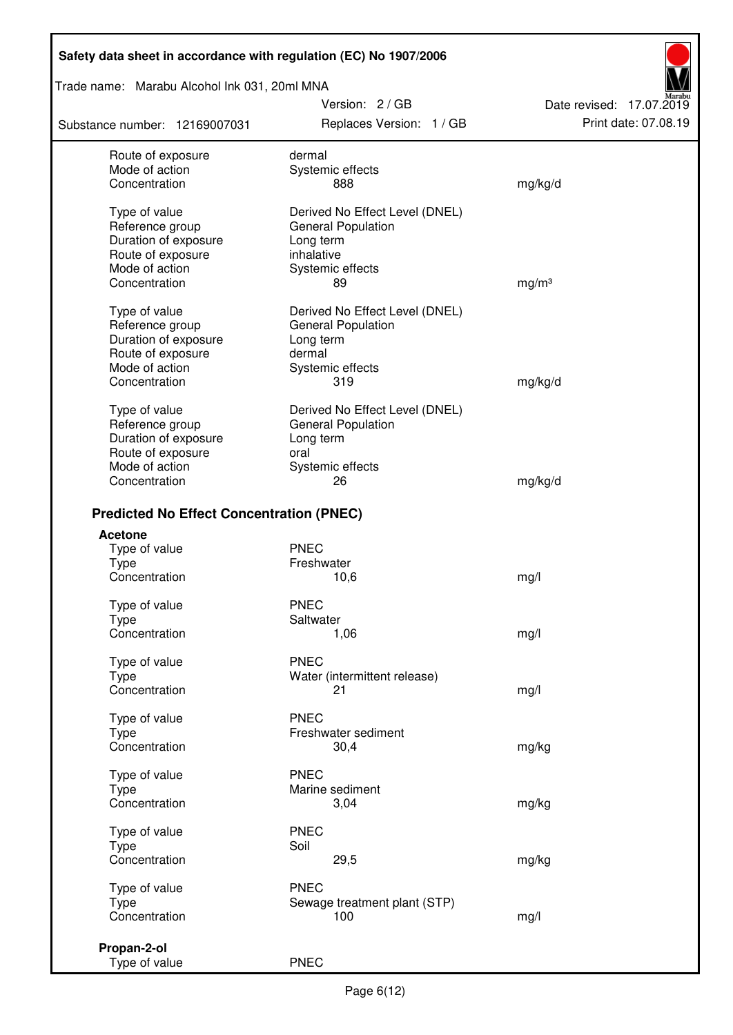| | | |
|---|---|---|
| Route of exposure | dermal | |
| Mode of action | Systemic effects | |
| Concentration | 888 | mg/kg/d |
| | | |
| Type of value | Derived No Effect Level (DNEL) | |
| Reference group | General Population | |
| Duration of exposure | Long term | |
| Route of exposure | inhalative | |
| Mode of action | Systemic effects | |
| Concentration | 89 | mg/m³ |
| | | |
| Type of value | Derived No Effect Level (DNEL) | |
| Reference group | General Population | |
| Duration of exposure | Long term | |
| Route of exposure | dermal | |
| Mode of action | Systemic effects | |
| Concentration | 319 | mg/kg/d |
| | | |
| Type of value | Derived No Effect Level (DNEL) | |
| Reference group | General Population | |
| Duration of exposure | Long term | |
| Route of exposure | oral | |
| Mode of action | Systemic effects | |
| Concentration | 26 | mg/kg/d |

### Predicted No Effect Concentration (PNEC)

**Acetone**

| | | |
|---|---|---|
| Type of value | PNEC | |
| Type | Freshwater | |
| Concentration | 10,6 | mg/l |
| | | |
| Type of value | PNEC | |
| Type | Saltwater | |
| Concentration | 1,06 | mg/l |
| | | |
| Type of value | PNEC | |
| Type | Water (intermittent release) | |
| Concentration | 21 | mg/l |
| | | |
| Type of value | PNEC | |
| Type | Freshwater sediment | |
| Concentration | 30,4 | mg/kg |
| | | |
| Type of value | PNEC | |
| Type | Marine sediment | |
| Concentration | 3,04 | mg/kg |
| | | |
| Type of value | PNEC | |
| Type | Soil | |
| Concentration | 29,5 | mg/kg |
| | | |
| Type of value | PNEC | |
| Type | Sewage treatment plant (STP) | |
| Concentration | 100 | mg/l |

**Propan-2-ol**

| | |
|---|---|
| Type of value | PNEC |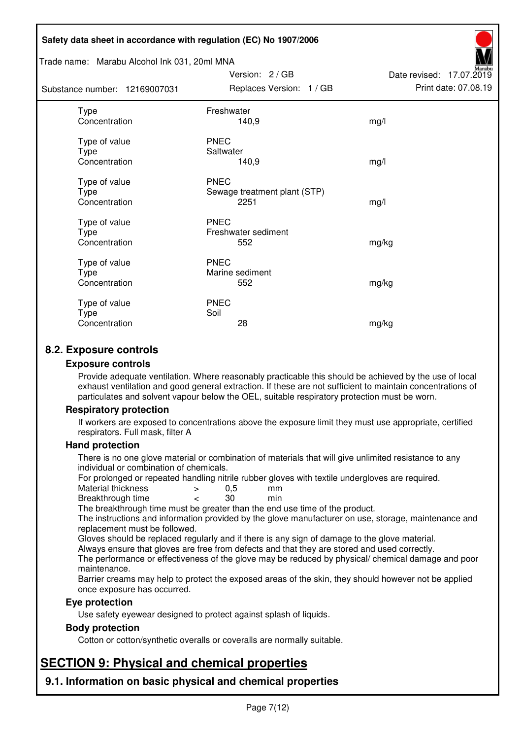| | | |
|---|---|---|
| Type | Freshwater | |
| Concentration | 140,9 | mg/l |
| | | |
| Type of value | PNEC | |
| Type | Saltwater | |
| Concentration | 140,9 | mg/l |
| | | |
| Type of value | PNEC | |
| Type | Sewage treatment plant (STP) | |
| Concentration | 2251 | mg/l |
| | | |
| Type of value | PNEC | |
| Type | Freshwater sediment | |
| Concentration | 552 | mg/kg |
| | | |
| Type of value | PNEC | |
| Type | Marine sediment | |
| Concentration | 552 | mg/kg |
| | | |
| Type of value | PNEC | |
| Type | Soil | |
| Concentration | 28 | mg/kg |

## 8.2. Exposure controls

### Exposure controls

Provide adequate ventilation. Where reasonably practicable this should be achieved by the use of local exhaust ventilation and good general extraction. If these are not sufficient to maintain concentrations of particulates and solvent vapour below the OEL, suitable respiratory protection must be worn.

### Respiratory protection

If workers are exposed to concentrations above the exposure limit they must use appropriate, certified respirators. Full mask, filter A

### Hand protection

There is no one glove material or combination of materials that will give unlimited resistance to any individual or combination of chemicals.

For prolonged or repeated handling nitrile rubber gloves with textile undergloves are required.

| | | | |
|---|---|---|---|
| Material thickness | > | 0,5 | mm |
| Breakthrough time | < | 30 | min |

The breakthrough time must be greater than the end use time of the product.

The instructions and information provided by the glove manufacturer on use, storage, maintenance and replacement must be followed.

Gloves should be replaced regularly and if there is any sign of damage to the glove material.

Always ensure that gloves are free from defects and that they are stored and used correctly.

The performance or effectiveness of the glove may be reduced by physical/ chemical damage and poor maintenance.

Barrier creams may help to protect the exposed areas of the skin, they should however not be applied once exposure has occurred.

### Eye protection

Use safety eyewear designed to protect against splash of liquids.

### Body protection

Cotton or cotton/synthetic overalls or coveralls are normally suitable.

# SECTION 9: Physical and chemical properties

## 9.1. Information on basic physical and chemical properties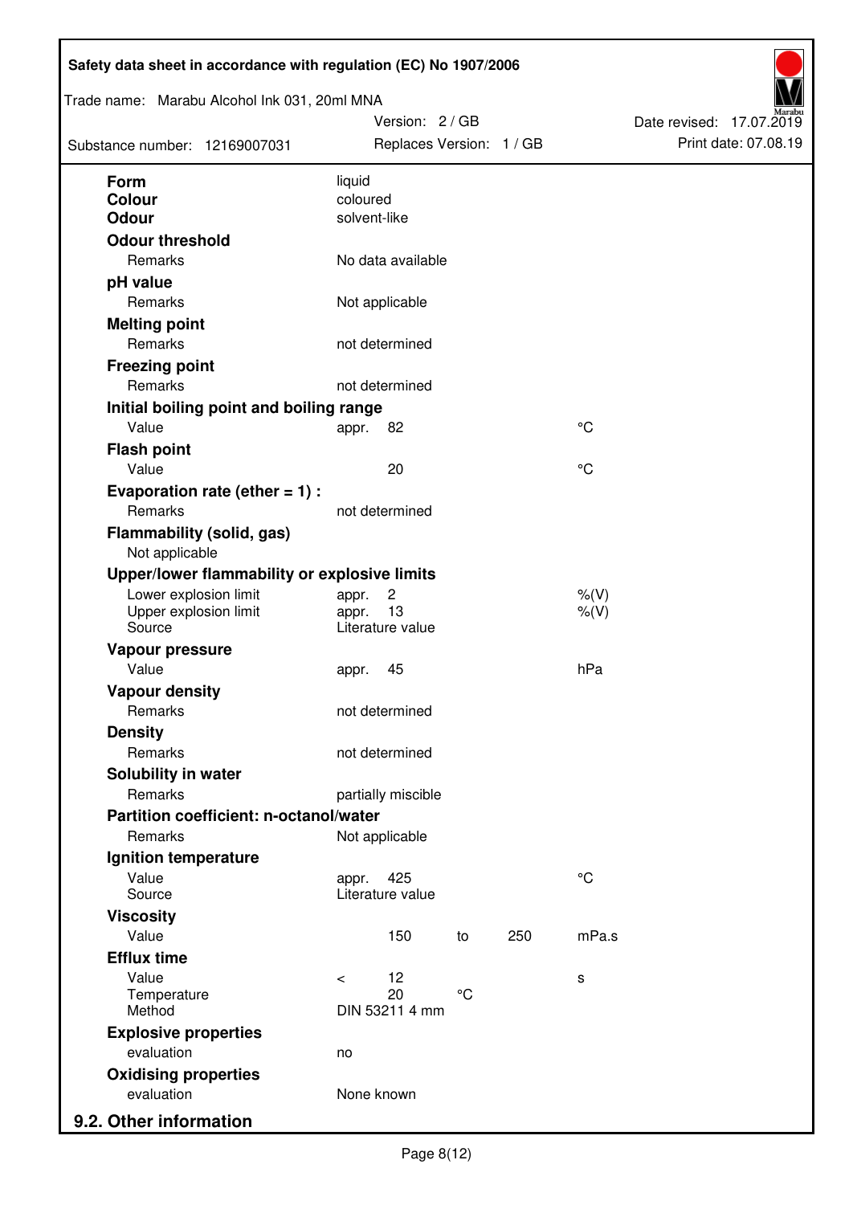| | | | | | |
|---|---|---|---|---|---|
| **Form** | liquid | | | | |
| **Colour** | coloured | | | | |
| **Odour** | solvent-like | | | | |
| **Odour threshold** | | | | | |
| Remarks | No data available | | | | |
| **pH value** | | | | | |
| Remarks | Not applicable | | | | |
| **Melting point** | | | | | |
| Remarks | not determined | | | | |
| **Freezing point** | | | | | |
| Remarks | not determined | | | | |
| **Initial boiling point and boiling range** | | | | | |
| Value | appr. | 82 | | | °C |
| **Flash point** | | | | | |
| Value | | 20 | | | °C |
| **Evaporation rate (ether = 1) :** | | | | | |
| Remarks | not determined | | | | |
| **Flammability (solid, gas)** | | | | | |
| Not applicable | | | | | |
| **Upper/lower flammability or explosive limits** | | | | | |
| Lower explosion limit | appr. | 2 | | | %(V) |
| Upper explosion limit | appr. | 13 | | | %(V) |
| Source | Literature value | | | | |
| **Vapour pressure** | | | | | |
| Value | appr. | 45 | | | hPa |
| **Vapour density** | | | | | |
| Remarks | not determined | | | | |
| **Density** | | | | | |
| Remarks | not determined | | | | |
| **Solubility in water** | | | | | |
| Remarks | partially miscible | | | | |
| **Partition coefficient: n-octanol/water** | | | | | |
| Remarks | Not applicable | | | | |
| **Ignition temperature** | | | | | |
| Value | appr. | 425 | | | °C |
| Source | Literature value | | | | |
| **Viscosity** | | | | | |
| Value | | 150 | to | 250 | mPa.s |
| **Efflux time** | | | | | |
| Value | < | 12 | | | s |
| Temperature | | 20 | °C | | |
| Method | DIN 53211 4 mm | | | | |
| **Explosive properties** | | | | | |
| evaluation | no | | | | |
| **Oxidising properties** | | | | | |
| evaluation | None known | | | | |

## 9.2. Other information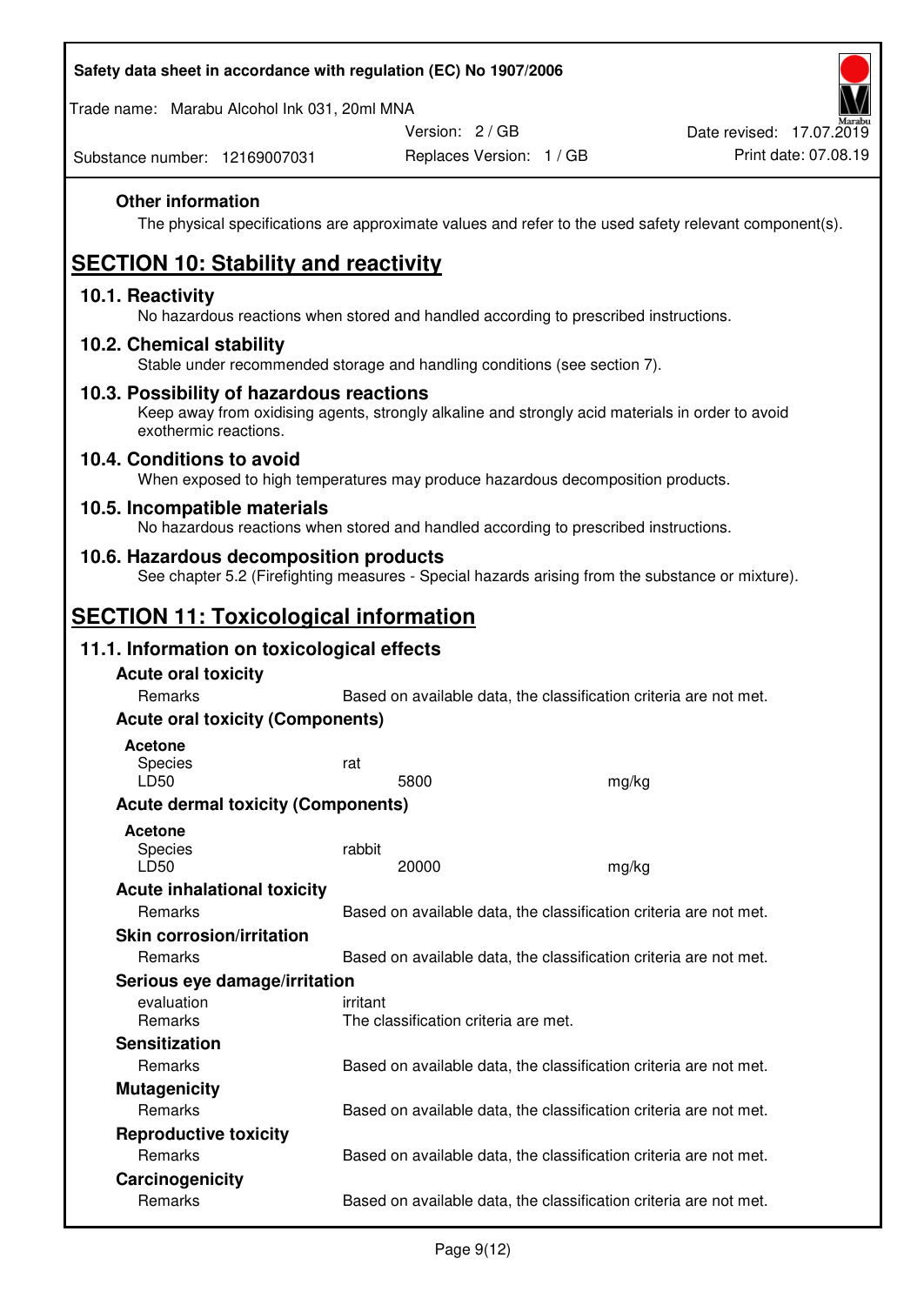**Other information**

The physical specifications are approximate values and refer to the used safety relevant component(s).

# SECTION 10: Stability and reactivity

## 10.1. Reactivity

No hazardous reactions when stored and handled according to prescribed instructions.

## 10.2. Chemical stability

Stable under recommended storage and handling conditions (see section 7).

## 10.3. Possibility of hazardous reactions

Keep away from oxidising agents, strongly alkaline and strongly acid materials in order to avoid exothermic reactions.

## 10.4. Conditions to avoid

When exposed to high temperatures may produce hazardous decomposition products.

## 10.5. Incompatible materials

No hazardous reactions when stored and handled according to prescribed instructions.

## 10.6. Hazardous decomposition products

See chapter 5.2 (Firefighting measures - Special hazards arising from the substance or mixture).

# SECTION 11: Toxicological information

## 11.1. Information on toxicological effects

**Acute oral toxicity**

| | |
|---|---|
| Remarks | Based on available data, the classification criteria are not met. |

**Acute oral toxicity (Components)**

**Acetone**

| | | |
|---|---|---|
| Species | rat | |
| LD50 | 5800 | mg/kg |

**Acute dermal toxicity (Components)**

**Acetone**

| | | |
|---|---|---|
| Species | rabbit | |
| LD50 | 20000 | mg/kg |

**Acute inhalational toxicity**

| | |
|---|---|
| Remarks | Based on available data, the classification criteria are not met. |

**Skin corrosion/irritation**

| | |
|---|---|
| Remarks | Based on available data, the classification criteria are not met. |

**Serious eye damage/irritation**

| | |
|---|---|
| evaluation | irritant |
| Remarks | The classification criteria are met. |

**Sensitization**

| | |
|---|---|
| Remarks | Based on available data, the classification criteria are not met. |

**Mutagenicity**

| | |
|---|---|
| Remarks | Based on available data, the classification criteria are not met. |

**Reproductive toxicity**

| | |
|---|---|
| Remarks | Based on available data, the classification criteria are not met. |

**Carcinogenicity**

| | |
|---|---|
| Remarks | Based on available data, the classification criteria are not met. |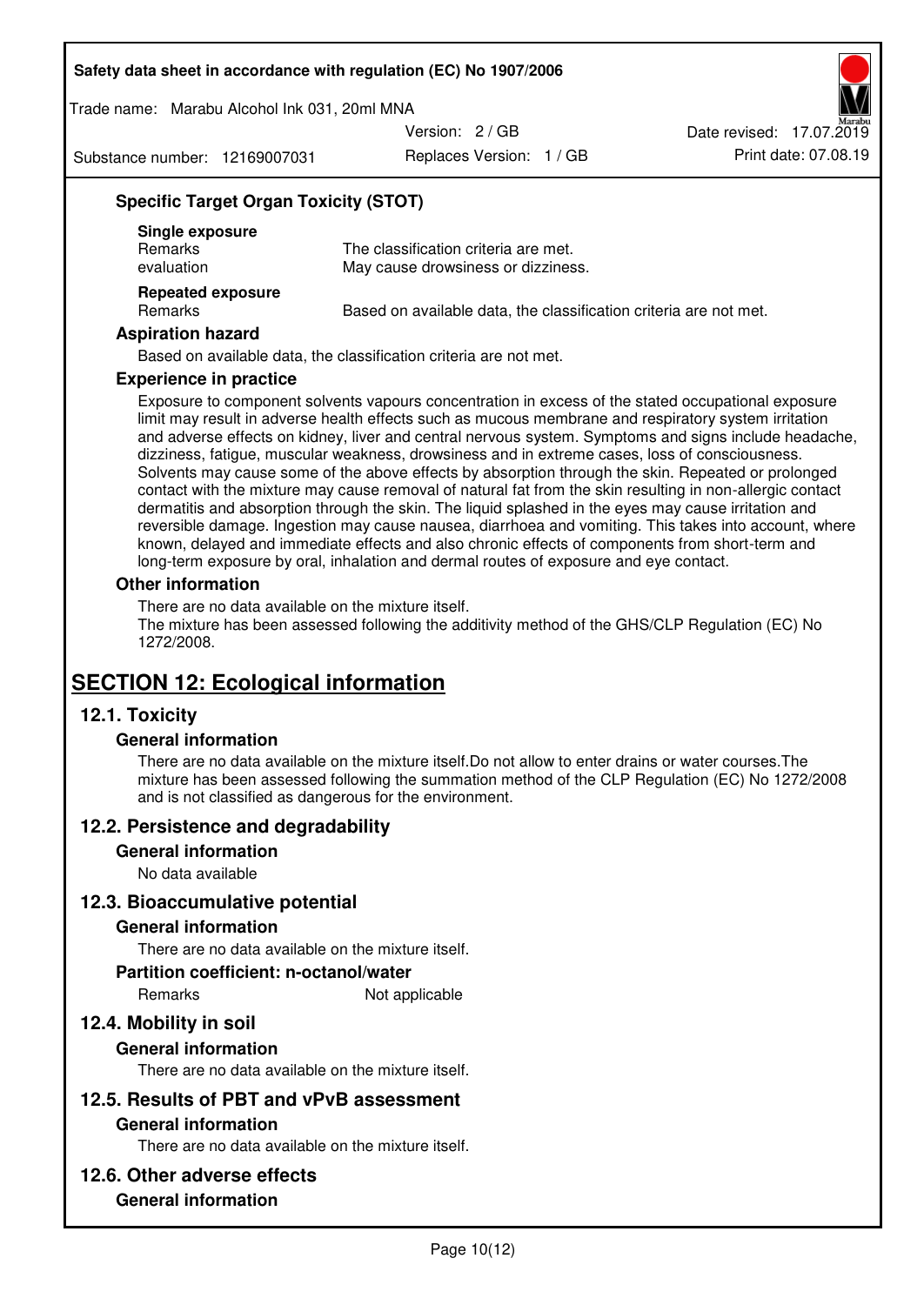### Specific Target Organ Toxicity (STOT)

**Single exposure**

| | |
|---|---|
| Remarks | The classification criteria are met. |
| evaluation | May cause drowsiness or dizziness. |

**Repeated exposure**

| | |
|---|---|
| Remarks | Based on available data, the classification criteria are not met. |

### Aspiration hazard

Based on available data, the classification criteria are not met.

### Experience in practice

Exposure to component solvents vapours concentration in excess of the stated occupational exposure limit may result in adverse health effects such as mucous membrane and respiratory system irritation and adverse effects on kidney, liver and central nervous system. Symptoms and signs include headache, dizziness, fatigue, muscular weakness, drowsiness and in extreme cases, loss of consciousness. Solvents may cause some of the above effects by absorption through the skin. Repeated or prolonged contact with the mixture may cause removal of natural fat from the skin resulting in non-allergic contact dermatitis and absorption through the skin. The liquid splashed in the eyes may cause irritation and reversible damage. Ingestion may cause nausea, diarrhoea and vomiting. This takes into account, where known, delayed and immediate effects and also chronic effects of components from short-term and long-term exposure by oral, inhalation and dermal routes of exposure and eye contact.

### Other information

There are no data available on the mixture itself.
The mixture has been assessed following the additivity method of the GHS/CLP Regulation (EC) No 1272/2008.

# SECTION 12: Ecological information

## 12.1. Toxicity

### General information

There are no data available on the mixture itself.Do not allow to enter drains or water courses.The mixture has been assessed following the summation method of the CLP Regulation (EC) No 1272/2008 and is not classified as dangerous for the environment.

## 12.2. Persistence and degradability

### General information

No data available

## 12.3. Bioaccumulative potential

### General information

There are no data available on the mixture itself.

### Partition coefficient: n-octanol/water

| | |
|---|---|
| Remarks | Not applicable |

## 12.4. Mobility in soil

### General information

There are no data available on the mixture itself.

## 12.5. Results of PBT and vPvB assessment

### General information

There are no data available on the mixture itself.

## 12.6. Other adverse effects

### General information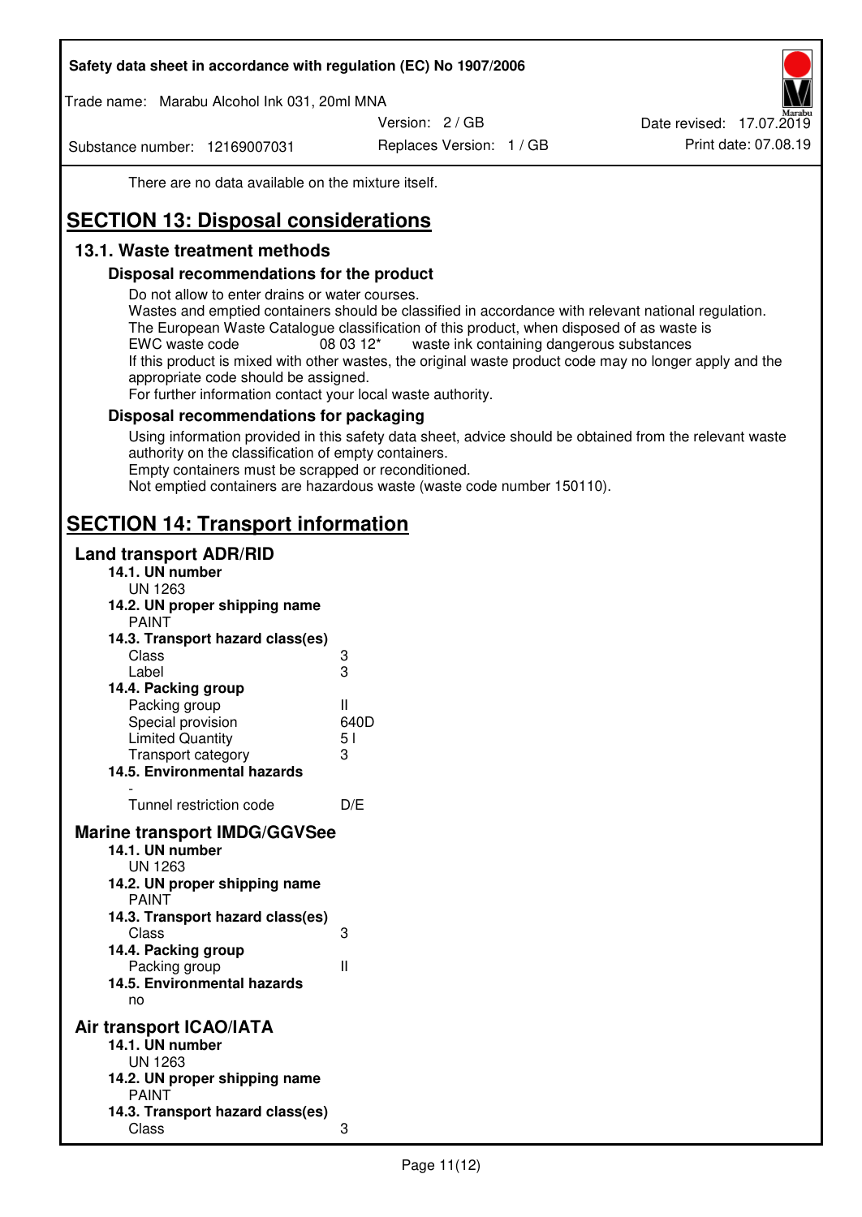There are no data available on the mixture itself.

# SECTION 13: Disposal considerations

## 13.1. Waste treatment methods

### Disposal recommendations for the product

Do not allow to enter drains or water courses.
Wastes and emptied containers should be classified in accordance with relevant national regulation.
The European Waste Catalogue classification of this product, when disposed of as waste is
EWC waste code 08 03 12* waste ink containing dangerous substances
If this product is mixed with other wastes, the original waste product code may no longer apply and the appropriate code should be assigned.
For further information contact your local waste authority.

### Disposal recommendations for packaging

Using information provided in this safety data sheet, advice should be obtained from the relevant waste authority on the classification of empty containers.
Empty containers must be scrapped or reconditioned.
Not emptied containers are hazardous waste (waste code number 150110).

# SECTION 14: Transport information

## Land transport ADR/RID

**14.1. UN number**
UN 1263

**14.2. UN proper shipping name**
PAINT

**14.3. Transport hazard class(es)**

| | |
|---|---|
| Class | 3 |
| Label | 3 |

**14.4. Packing group**

| | |
|---|---|
| Packing group | II |
| Special provision | 640D |
| Limited Quantity | 5 l |
| Transport category | 3 |

**14.5. Environmental hazards**
-

| | |
|---|---|
| Tunnel restriction code | D/E |

## Marine transport IMDG/GGVSee

**14.1. UN number**
UN 1263

**14.2. UN proper shipping name**
PAINT

**14.3. Transport hazard class(es)**

| | |
|---|---|
| Class | 3 |

**14.4. Packing group**

| | |
|---|---|
| Packing group | II |

**14.5. Environmental hazards**
no

## Air transport ICAO/IATA

**14.1. UN number**
UN 1263

**14.2. UN proper shipping name**
PAINT

**14.3. Transport hazard class(es)**

| | |
|---|---|
| Class | 3 |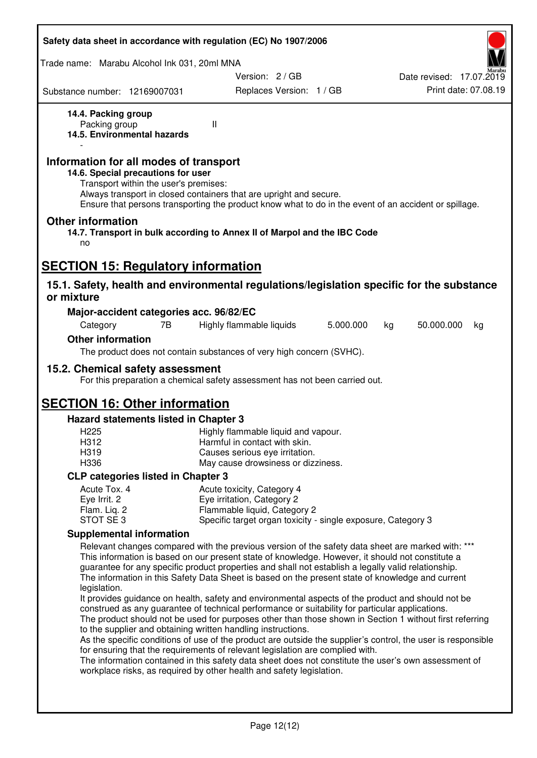**14.4. Packing group**

Packing group II

**14.5. Environmental hazards**

-

## Information for all modes of transport

**14.6. Special precautions for user**

Transport within the user's premises:
Always transport in closed containers that are upright and secure.
Ensure that persons transporting the product know what to do in the event of an accident or spillage.

## Other information

**14.7. Transport in bulk according to Annex II of Marpol and the IBC Code**

no

# SECTION 15: Regulatory information

## 15.1. Safety, health and environmental regulations/legislation specific for the substance or mixture

### Major-accident categories acc. 96/82/EC

| | | | | | | |
|---|---|---|---|---|---|---|
| Category | 7B | Highly flammable liquids | 5.000.000 | kg | 50.000.000 | kg |

### Other information

The product does not contain substances of very high concern (SVHC).

## 15.2. Chemical safety assessment

For this preparation a chemical safety assessment has not been carried out.

# SECTION 16: Other information

### Hazard statements listed in Chapter 3

| | |
|---|---|
| H225 | Highly flammable liquid and vapour. |
| H312 | Harmful in contact with skin. |
| H319 | Causes serious eye irritation. |
| H336 | May cause drowsiness or dizziness. |

### CLP categories listed in Chapter 3

| | |
|---|---|
| Acute Tox. 4 | Acute toxicity, Category 4 |
| Eye Irrit. 2 | Eye irritation, Category 2 |
| Flam. Liq. 2 | Flammable liquid, Category 2 |
| STOT SE 3 | Specific target organ toxicity - single exposure, Category 3 |

### Supplemental information

Relevant changes compared with the previous version of the safety data sheet are marked with: ***
This information is based on our present state of knowledge. However, it should not constitute a guarantee for any specific product properties and shall not establish a legally valid relationship.
The information in this Safety Data Sheet is based on the present state of knowledge and current legislation.
It provides guidance on health, safety and environmental aspects of the product and should not be construed as any guarantee of technical performance or suitability for particular applications.
The product should not be used for purposes other than those shown in Section 1 without first referring to the supplier and obtaining written handling instructions.
As the specific conditions of use of the product are outside the supplier's control, the user is responsible for ensuring that the requirements of relevant legislation are complied with.
The information contained in this safety data sheet does not constitute the user's own assessment of workplace risks, as required by other health and safety legislation.